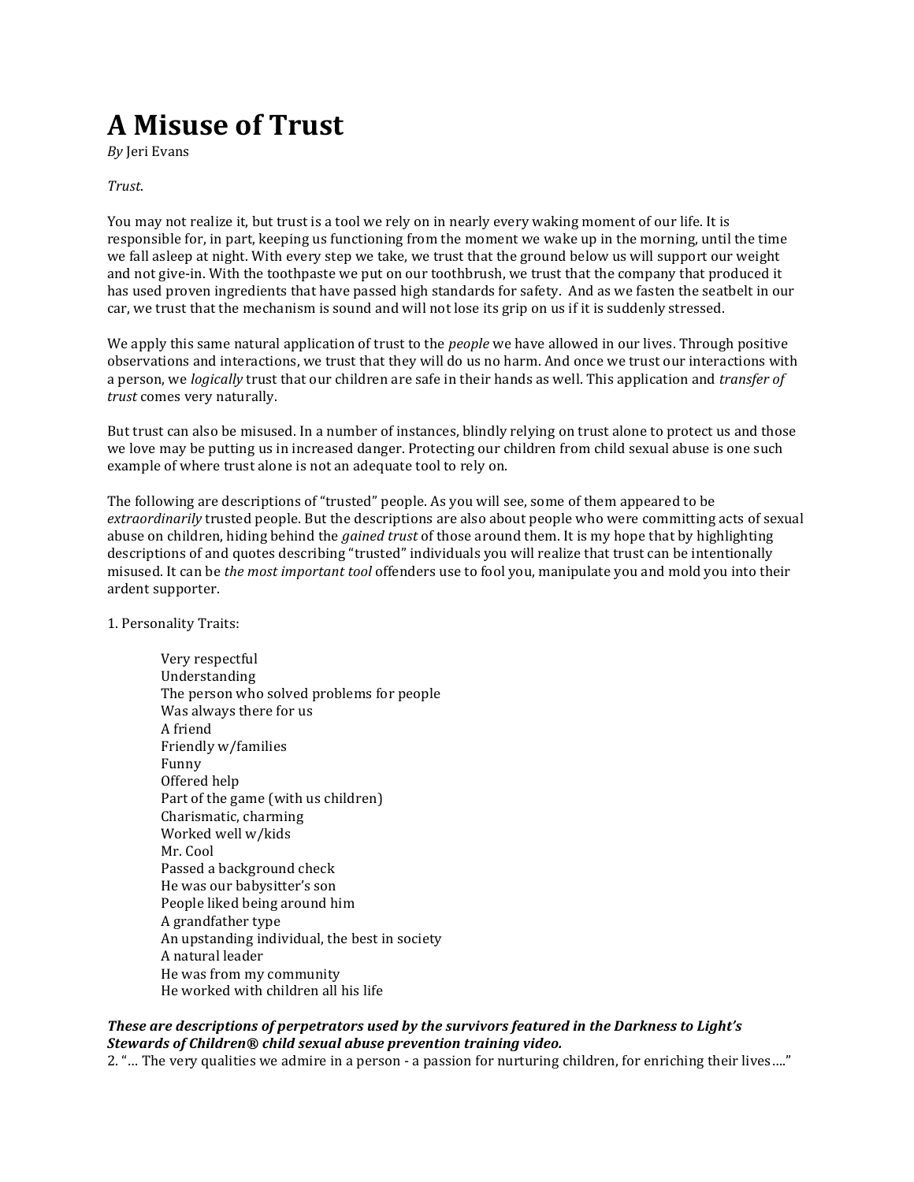# A Misuse of Trust

*By* Jeri Evans

*Trust.*

You may not realize it, but trust is a tool we rely on in nearly every waking moment of our life. It is responsible for, in part, keeping us functioning from the moment we wake up in the morning, until the time we fall asleep at night. With every step we take, we trust that the ground below us will support our weight and not give-in. With the toothpaste we put on our toothbrush, we trust that the company that produced it has used proven ingredients that have passed high standards for safety. And as we fasten the seatbelt in our car, we trust that the mechanism is sound and will not lose its grip on us if it is suddenly stressed.

We apply this same natural application of trust to the *people* we have allowed in our lives. Through positive observations and interactions, we trust that they will do us no harm. And once we trust our interactions with a person, we *logically* trust that our children are safe in their hands as well. This application and *transfer of trust* comes very naturally.

But trust can also be misused. In a number of instances, blindly relying on trust alone to protect us and those we love may be putting us in increased danger. Protecting our children from child sexual abuse is one such example of where trust alone is not an adequate tool to rely on.

The following are descriptions of "trusted" people. As you will see, some of them appeared to be *extraordinarily* trusted people. But the descriptions are also about people who were committing acts of sexual abuse on children, hiding behind the *gained trust* of those around them. It is my hope that by highlighting descriptions of and quotes describing "trusted" individuals you will realize that trust can be intentionally misused. It can be *the most important tool* offenders use to fool you, manipulate you and mold you into their ardent supporter.

1. Personality Traits:

    Very respectful
    Understanding
    The person who solved problems for people
    Was always there for us
    A friend
    Friendly w/families
    Funny
    Offered help
    Part of the game (with us children)
    Charismatic, charming
    Worked well w/kids
    Mr. Cool
    Passed a background check
    He was our babysitter's son
    People liked being around him
    A grandfather type
    An upstanding individual, the best in society
    A natural leader
    He was from my community
    He worked with children all his life

***These are descriptions of perpetrators used by the survivors featured in the Darkness to Light's Stewards of Children® child sexual abuse prevention training video.***

2. "… The very qualities we admire in a person - a passion for nurturing children, for enriching their lives…."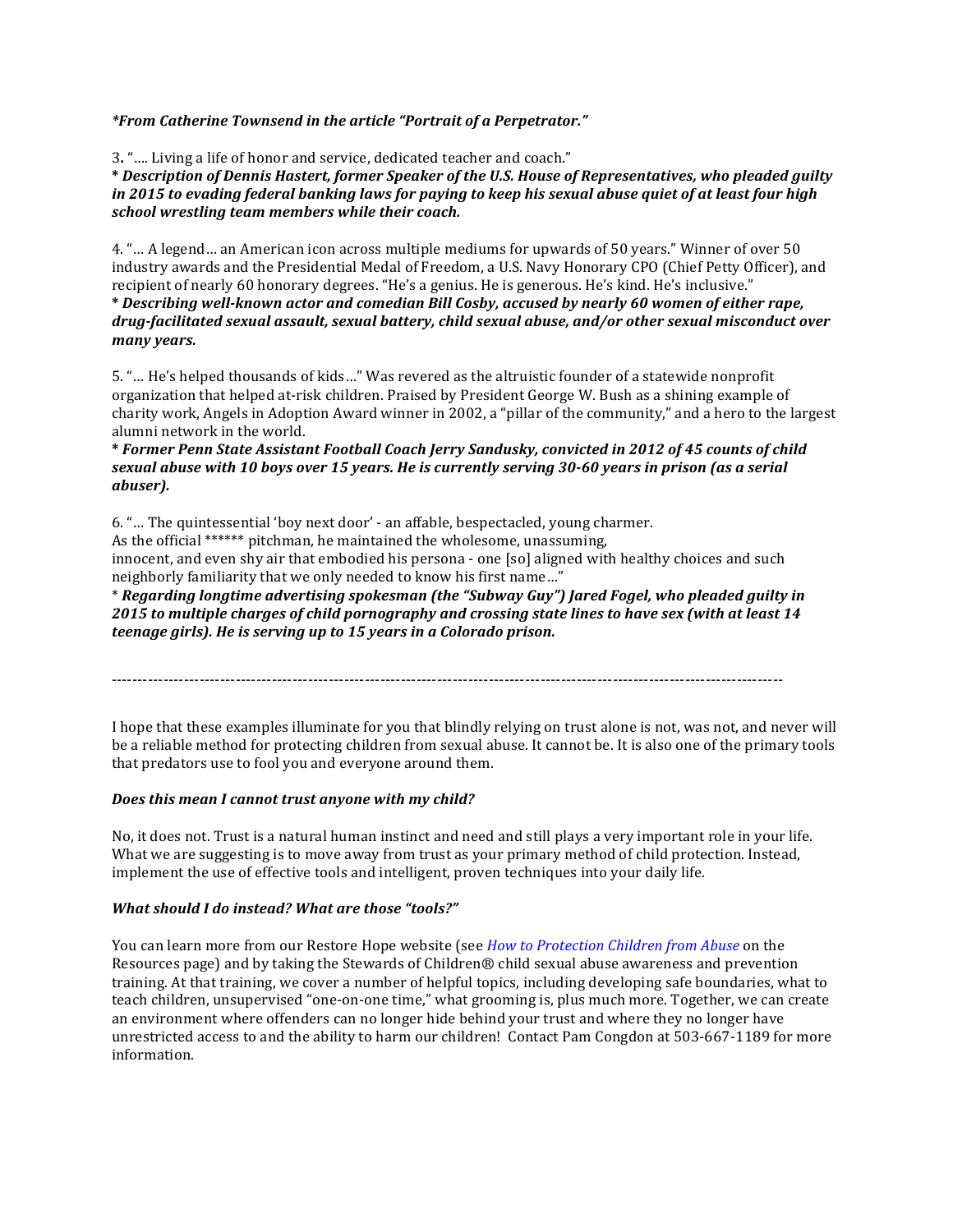*\*From Catherine Townsend in the article "Portrait of a Perpetrator."*

3. ".... Living a life of honor and service, dedicated teacher and coach."
***\* Description of Dennis Hastert, former Speaker of the U.S. House of Representatives, who pleaded guilty in 2015 to evading federal banking laws for paying to keep his sexual abuse quiet of at least four high school wrestling team members while their coach.***

4. "… A legend… an American icon across multiple mediums for upwards of 50 years." Winner of over 50 industry awards and the Presidential Medal of Freedom, a U.S. Navy Honorary CPO (Chief Petty Officer), and recipient of nearly 60 honorary degrees. "He's a genius. He is generous. He's kind. He's inclusive."
***\* Describing well-known actor and comedian Bill Cosby, accused by nearly 60 women of either rape, drug-facilitated sexual assault, sexual battery, child sexual abuse, and/or other sexual misconduct over many years.***

5. "… He's helped thousands of kids…" Was revered as the altruistic founder of a statewide nonprofit organization that helped at-risk children. Praised by President George W. Bush as a shining example of charity work, Angels in Adoption Award winner in 2002, a "pillar of the community," and a hero to the largest alumni network in the world.
***\* Former Penn State Assistant Football Coach Jerry Sandusky, convicted in 2012 of 45 counts of child sexual abuse with 10 boys over 15 years. He is currently serving 30-60 years in prison (as a serial abuser).***

6. "… The quintessential 'boy next door' - an affable, bespectacled, young charmer.
As the official ****** pitchman, he maintained the wholesome, unassuming,
innocent, and even shy air that embodied his persona - one [so] aligned with healthy choices and such neighborly familiarity that we only needed to know his first name…"
\* ***Regarding longtime advertising spokesman (the "Subway Guy") Jared Fogel, who pleaded guilty in 2015 to multiple charges of child pornography and crossing state lines to have sex (with at least 14 teenage girls). He is serving up to 15 years in a Colorado prison.***

---

I hope that these examples illuminate for you that blindly relying on trust alone is not, was not, and never will be a reliable method for protecting children from sexual abuse. It cannot be. It is also one of the primary tools that predators use to fool you and everyone around them.

***Does this mean I cannot trust anyone with my child?***

No, it does not. Trust is a natural human instinct and need and still plays a very important role in your life. What we are suggesting is to move away from trust as your primary method of child protection. Instead, implement the use of effective tools and intelligent, proven techniques into your daily life.

***What should I do instead? What are those "tools?"***

You can learn more from our Restore Hope website (see *How to Protection Children from Abuse* on the Resources page) and by taking the Stewards of Children® child sexual abuse awareness and prevention training. At that training, we cover a number of helpful topics, including developing safe boundaries, what to teach children, unsupervised "one-on-one time," what grooming is, plus much more. Together, we can create an environment where offenders can no longer hide behind your trust and where they no longer have unrestricted access to and the ability to harm our children! Contact Pam Congdon at 503-667-1189 for more information.